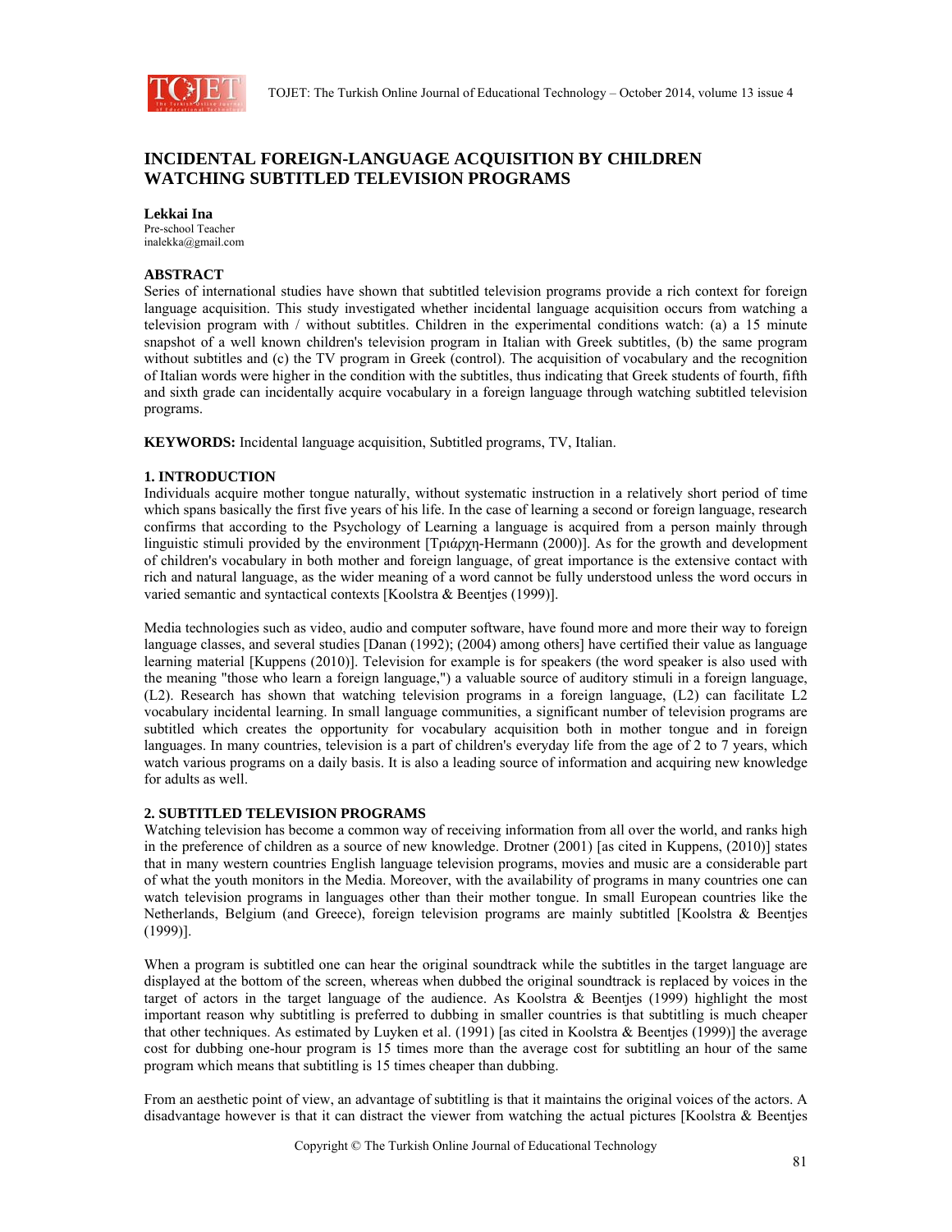# INCIDENTAL FOREIGN-LANGUAGE ACQUISITION BY CHILDREN WATCHING SUBTITLED TELEVISION PROGRAMS

**Lekkai Ina**
Pre-school Teacher
inalekka@gmail.com

## ABSTRACT

Series of international studies have shown that subtitled television programs provide a rich context for foreign language acquisition. This study investigated whether incidental language acquisition occurs from watching a television program with / without subtitles. Children in the experimental conditions watch: (a) a 15 minute snapshot of a well known children's television program in Italian with Greek subtitles, (b) the same program without subtitles and (c) the TV program in Greek (control). The acquisition of vocabulary and the recognition of Italian words were higher in the condition with the subtitles, thus indicating that Greek students of fourth, fifth and sixth grade can incidentally acquire vocabulary in a foreign language through watching subtitled television programs.

**KEYWORDS:** Incidental language acquisition, Subtitled programs, TV, Italian.

## 1. INTRODUCTION

Individuals acquire mother tongue naturally, without systematic instruction in a relatively short period of time which spans basically the first five years of his life. In the case of learning a second or foreign language, research confirms that according to the Psychology of Learning a language is acquired from a person mainly through linguistic stimuli provided by the environment [Τριάρχη-Hermann (2000)]. As for the growth and development of children's vocabulary in both mother and foreign language, of great importance is the extensive contact with rich and natural language, as the wider meaning of a word cannot be fully understood unless the word occurs in varied semantic and syntactical contexts [Koolstra & Beentjes (1999)].

Media technologies such as video, audio and computer software, have found more and more their way to foreign language classes, and several studies [Danan (1992); (2004) among others] have certified their value as language learning material [Kuppens (2010)]. Television for example is for speakers (the word speaker is also used with the meaning "those who learn a foreign language,") a valuable source of auditory stimuli in a foreign language, (L2). Research has shown that watching television programs in a foreign language, (L2) can facilitate L2 vocabulary incidental learning. In small language communities, a significant number of television programs are subtitled which creates the opportunity for vocabulary acquisition both in mother tongue and in foreign languages. In many countries, television is a part of children's everyday life from the age of 2 to 7 years, which watch various programs on a daily basis. It is also a leading source of information and acquiring new knowledge for adults as well.

## 2. SUBTITLED TELEVISION PROGRAMS

Watching television has become a common way of receiving information from all over the world, and ranks high in the preference of children as a source of new knowledge. Drotner (2001) [as cited in Kuppens, (2010)] states that in many western countries English language television programs, movies and music are a considerable part of what the youth monitors in the Media. Moreover, with the availability of programs in many countries one can watch television programs in languages other than their mother tongue. In small European countries like the Netherlands, Belgium (and Greece), foreign television programs are mainly subtitled [Koolstra & Beentjes (1999)].

When a program is subtitled one can hear the original soundtrack while the subtitles in the target language are displayed at the bottom of the screen, whereas when dubbed the original soundtrack is replaced by voices in the target of actors in the target language of the audience. As Koolstra & Beentjes (1999) highlight the most important reason why subtitling is preferred to dubbing in smaller countries is that subtitling is much cheaper that other techniques. As estimated by Luyken et al. (1991) [as cited in Koolstra & Beentjes (1999)] the average cost for dubbing one-hour program is 15 times more than the average cost for subtitling an hour of the same program which means that subtitling is 15 times cheaper than dubbing.

From an aesthetic point of view, an advantage of subtitling is that it maintains the original voices of the actors. A disadvantage however is that it can distract the viewer from watching the actual pictures [Koolstra & Beentjes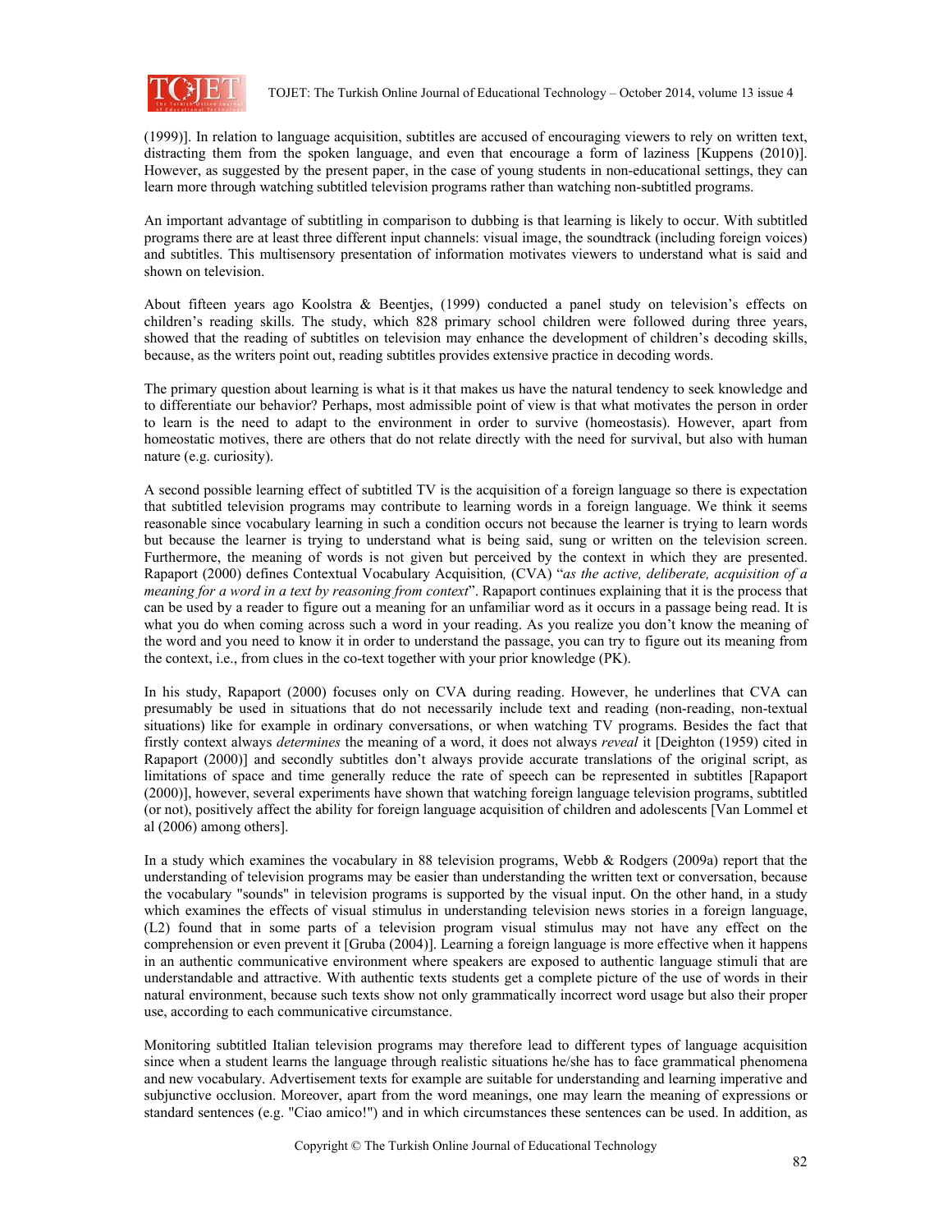(1999)]. In relation to language acquisition, subtitles are accused of encouraging viewers to rely on written text, distracting them from the spoken language, and even that encourage a form of laziness [Kuppens (2010)]. However, as suggested by the present paper, in the case of young students in non-educational settings, they can learn more through watching subtitled television programs rather than watching non-subtitled programs.

An important advantage of subtitling in comparison to dubbing is that learning is likely to occur. With subtitled programs there are at least three different input channels: visual image, the soundtrack (including foreign voices) and subtitles. This multisensory presentation of information motivates viewers to understand what is said and shown on television.

About fifteen years ago Koolstra & Beentjes, (1999) conducted a panel study on television's effects on children's reading skills. The study, which 828 primary school children were followed during three years, showed that the reading of subtitles on television may enhance the development of children's decoding skills, because, as the writers point out, reading subtitles provides extensive practice in decoding words.

The primary question about learning is what is it that makes us have the natural tendency to seek knowledge and to differentiate our behavior? Perhaps, most admissible point of view is that what motivates the person in order to learn is the need to adapt to the environment in order to survive (homeostasis). However, apart from homeostatic motives, there are others that do not relate directly with the need for survival, but also with human nature (e.g. curiosity).

A second possible learning effect of subtitled TV is the acquisition of a foreign language so there is expectation that subtitled television programs may contribute to learning words in a foreign language. We think it seems reasonable since vocabulary learning in such a condition occurs not because the learner is trying to learn words but because the learner is trying to understand what is being said, sung or written on the television screen. Furthermore, the meaning of words is not given but perceived by the context in which they are presented. Rapaport (2000) defines Contextual Vocabulary Acquisition*,* (CVA) "*as the active, deliberate, acquisition of a meaning for a word in a text by reasoning from context*". Rapaport continues explaining that it is the process that can be used by a reader to figure out a meaning for an unfamiliar word as it occurs in a passage being read. It is what you do when coming across such a word in your reading. As you realize you don't know the meaning of the word and you need to know it in order to understand the passage, you can try to figure out its meaning from the context, i.e., from clues in the co-text together with your prior knowledge (PK).

In his study, Rapaport (2000) focuses only on CVA during reading. However, he underlines that CVA can presumably be used in situations that do not necessarily include text and reading (non-reading, non-textual situations) like for example in ordinary conversations, or when watching TV programs. Besides the fact that firstly context always *determines* the meaning of a word, it does not always *reveal* it [Deighton (1959) cited in Rapaport (2000)] and secondly subtitles don't always provide accurate translations of the original script, as limitations of space and time generally reduce the rate of speech can be represented in subtitles [Rapaport (2000)], however, several experiments have shown that watching foreign language television programs, subtitled (or not), positively affect the ability for foreign language acquisition of children and adolescents [Van Lommel et al (2006) among others].

In a study which examines the vocabulary in 88 television programs, Webb & Rodgers (2009a) report that the understanding of television programs may be easier than understanding the written text or conversation, because the vocabulary "sounds" in television programs is supported by the visual input. On the other hand, in a study which examines the effects of visual stimulus in understanding television news stories in a foreign language, (L2) found that in some parts of a television program visual stimulus may not have any effect on the comprehension or even prevent it [Gruba (2004)]. Learning a foreign language is more effective when it happens in an authentic communicative environment where speakers are exposed to authentic language stimuli that are understandable and attractive. With authentic texts students get a complete picture of the use of words in their natural environment, because such texts show not only grammatically incorrect word usage but also their proper use, according to each communicative circumstance.

Monitoring subtitled Italian television programs may therefore lead to different types of language acquisition since when a student learns the language through realistic situations he/she has to face grammatical phenomena and new vocabulary. Advertisement texts for example are suitable for understanding and learning imperative and subjunctive occlusion. Moreover, apart from the word meanings, one may learn the meaning of expressions or standard sentences (e.g. "Ciao amico!") and in which circumstances these sentences can be used. In addition, as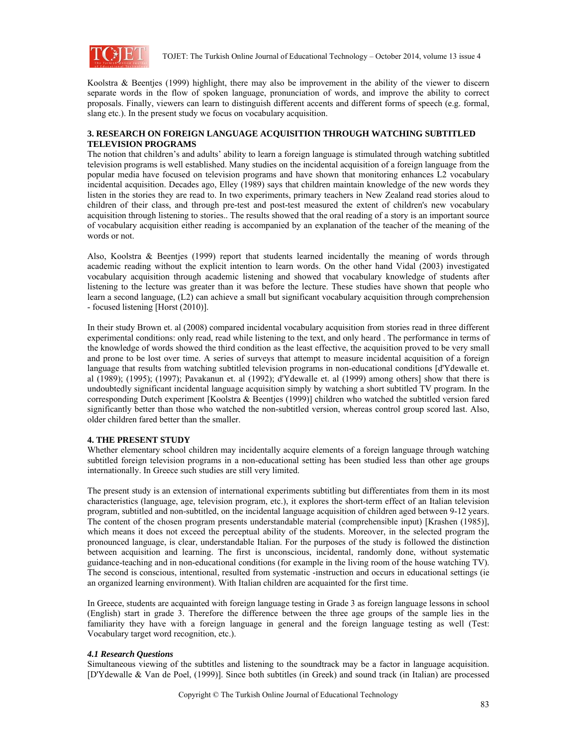Koolstra & Beentjes (1999) highlight, there may also be improvement in the ability of the viewer to discern separate words in the flow of spoken language, pronunciation of words, and improve the ability to correct proposals. Finally, viewers can learn to distinguish different accents and different forms of speech (e.g. formal, slang etc.). In the present study we focus on vocabulary acquisition.

## 3. RESEARCH ON FOREIGN LANGUAGE ACQUISITION THROUGH WATCHING SUBTITLED TELEVISION PROGRAMS

The notion that children's and adults' ability to learn a foreign language is stimulated through watching subtitled television programs is well established. Many studies on the incidental acquisition of a foreign language from the popular media have focused on television programs and have shown that monitoring enhances L2 vocabulary incidental acquisition. Decades ago, Elley (1989) says that children maintain knowledge of the new words they listen in the stories they are read to. In two experiments, primary teachers in New Zealand read stories aloud to children of their class, and through pre-test and post-test measured the extent of children's new vocabulary acquisition through listening to stories.. The results showed that the oral reading of a story is an important source of vocabulary acquisition either reading is accompanied by an explanation of the teacher of the meaning of the words or not.

Also, Koolstra & Beentjes (1999) report that students learned incidentally the meaning of words through academic reading without the explicit intention to learn words. On the other hand Vidal (2003) investigated vocabulary acquisition through academic listening and showed that vocabulary knowledge of students after listening to the lecture was greater than it was before the lecture. These studies have shown that people who learn a second language, (L2) can achieve a small but significant vocabulary acquisition through comprehension - focused listening [Horst (2010)].

In their study Brown et. al (2008) compared incidental vocabulary acquisition from stories read in three different experimental conditions: only read, read while listening to the text, and only heard . The performance in terms of the knowledge of words showed the third condition as the least effective, the acquisition proved to be very small and prone to be lost over time. A series of surveys that attempt to measure incidental acquisition of a foreign language that results from watching subtitled television programs in non-educational conditions [d'Ydewalle et. al (1989); (1995); (1997); Pavakanun et. al (1992); d'Ydewalle et. al (1999) among others] show that there is undoubtedly significant incidental language acquisition simply by watching a short subtitled TV program. In the corresponding Dutch experiment [Koolstra & Beentjes (1999)] children who watched the subtitled version fared significantly better than those who watched the non-subtitled version, whereas control group scored last. Also, older children fared better than the smaller.

## 4. THE PRESENT STUDY

Whether elementary school children may incidentally acquire elements of a foreign language through watching subtitled foreign television programs in a non-educational setting has been studied less than other age groups internationally. In Greece such studies are still very limited.

The present study is an extension of international experiments subtitling but differentiates from them in its most characteristics (language, age, television program, etc.), it explores the short-term effect of an Italian television program, subtitled and non-subtitled, on the incidental language acquisition of children aged between 9-12 years. The content of the chosen program presents understandable material (comprehensible input) [Krashen (1985)], which means it does not exceed the perceptual ability of the students. Moreover, in the selected program the pronounced language, is clear, understandable Italian. For the purposes of the study is followed the distinction between acquisition and learning. The first is unconscious, incidental, randomly done, without systematic guidance-teaching and in non-educational conditions (for example in the living room of the house watching TV). The second is conscious, intentional, resulted from systematic -instruction and occurs in educational settings (ie an organized learning environment). With Italian children are acquainted for the first time.

In Greece, students are acquainted with foreign language testing in Grade 3 as foreign language lessons in school (English) start in grade 3. Therefore the difference between the three age groups of the sample lies in the familiarity they have with a foreign language in general and the foreign language testing as well (Test: Vocabulary target word recognition, etc.).

### *4.1 Research Questions*

Simultaneous viewing of the subtitles and listening to the soundtrack may be a factor in language acquisition. [D'Ydewalle & Van de Poel, (1999)]. Since both subtitles (in Greek) and sound track (in Italian) are processed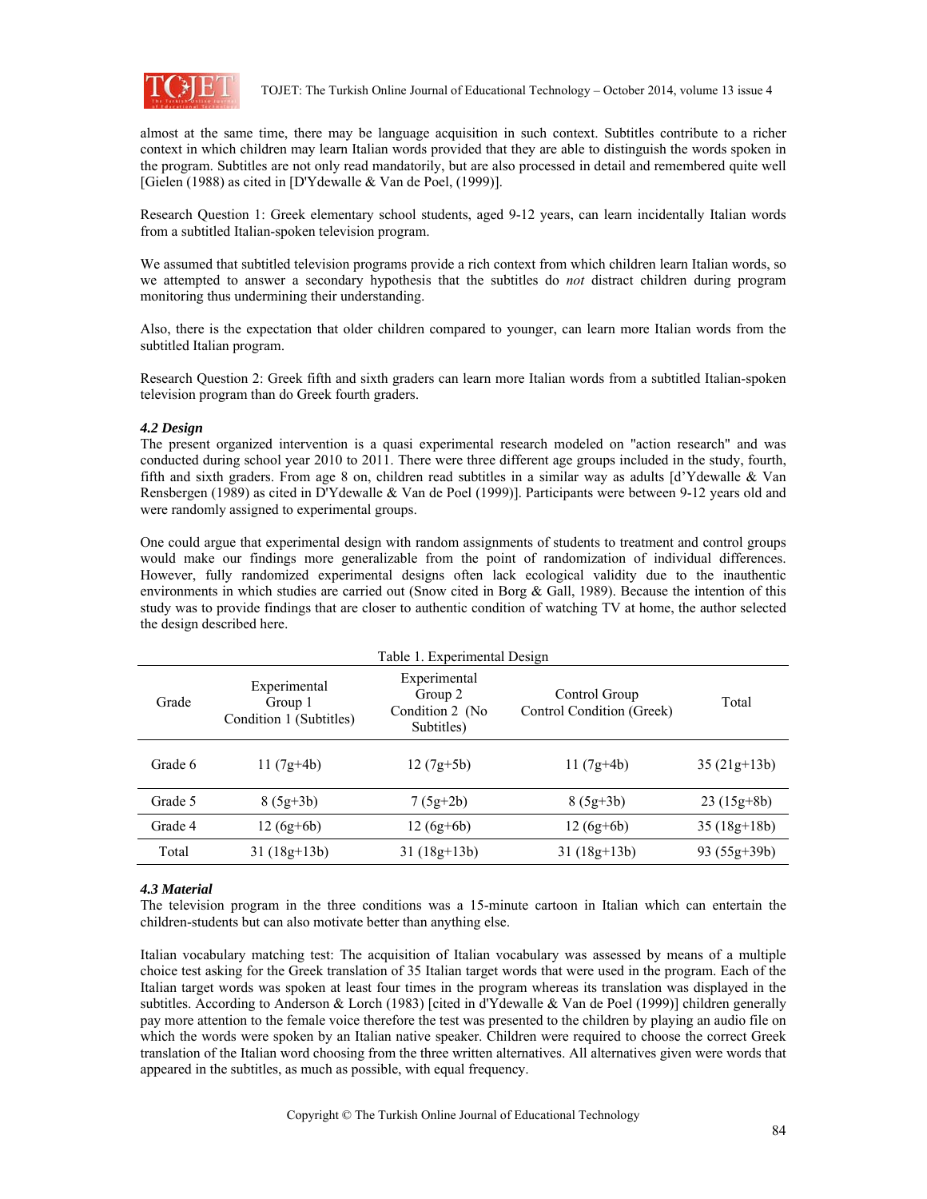almost at the same time, there may be language acquisition in such context. Subtitles contribute to a richer context in which children may learn Italian words provided that they are able to distinguish the words spoken in the program. Subtitles are not only read mandatorily, but are also processed in detail and remembered quite well [Gielen (1988) as cited in [D'Ydewalle & Van de Poel, (1999)].

Research Question 1: Greek elementary school students, aged 9-12 years, can learn incidentally Italian words from a subtitled Italian-spoken television program.

We assumed that subtitled television programs provide a rich context from which children learn Italian words, so we attempted to answer a secondary hypothesis that the subtitles do *not* distract children during program monitoring thus undermining their understanding.

Also, there is the expectation that older children compared to younger, can learn more Italian words from the subtitled Italian program.

Research Question 2: Greek fifth and sixth graders can learn more Italian words from a subtitled Italian-spoken television program than do Greek fourth graders.

### *4.2 Design*

The present organized intervention is a quasi experimental research modeled on "action research" and was conducted during school year 2010 to 2011. There were three different age groups included in the study, fourth, fifth and sixth graders. From age 8 on, children read subtitles in a similar way as adults [d'Ydewalle & Van Rensbergen (1989) as cited in D'Ydewalle & Van de Poel (1999)]. Participants were between 9-12 years old and were randomly assigned to experimental groups.

One could argue that experimental design with random assignments of students to treatment and control groups would make our findings more generalizable from the point of randomization of individual differences. However, fully randomized experimental designs often lack ecological validity due to the inauthentic environments in which studies are carried out (Snow cited in Borg & Gall, 1989). Because the intention of this study was to provide findings that are closer to authentic condition of watching TV at home, the author selected the design described here.

Table 1. Experimental Design

| Grade | Experimental Group 1 Condition 1 (Subtitles) | Experimental Group 2 Condition 2 (No Subtitles) | Control Group Control Condition (Greek) | Total |
|---|---|---|---|---|
| Grade 6 | 11 (7g+4b) | 12 (7g+5b) | 11 (7g+4b) | 35 (21g+13b) |
| Grade 5 | 8 (5g+3b) | 7 (5g+2b) | 8 (5g+3b) | 23 (15g+8b) |
| Grade 4 | 12 (6g+6b) | 12 (6g+6b) | 12 (6g+6b) | 35 (18g+18b) |
| Total | 31 (18g+13b) | 31 (18g+13b) | 31 (18g+13b) | 93 (55g+39b) |

### *4.3 Material*

The television program in the three conditions was a 15-minute cartoon in Italian which can entertain the children-students but can also motivate better than anything else.

Italian vocabulary matching test: The acquisition of Italian vocabulary was assessed by means of a multiple choice test asking for the Greek translation of 35 Italian target words that were used in the program. Each of the Italian target words was spoken at least four times in the program whereas its translation was displayed in the subtitles. According to Anderson & Lorch (1983) [cited in d'Ydewalle & Van de Poel (1999)] children generally pay more attention to the female voice therefore the test was presented to the children by playing an audio file on which the words were spoken by an Italian native speaker. Children were required to choose the correct Greek translation of the Italian word choosing from the three written alternatives. All alternatives given were words that appeared in the subtitles, as much as possible, with equal frequency.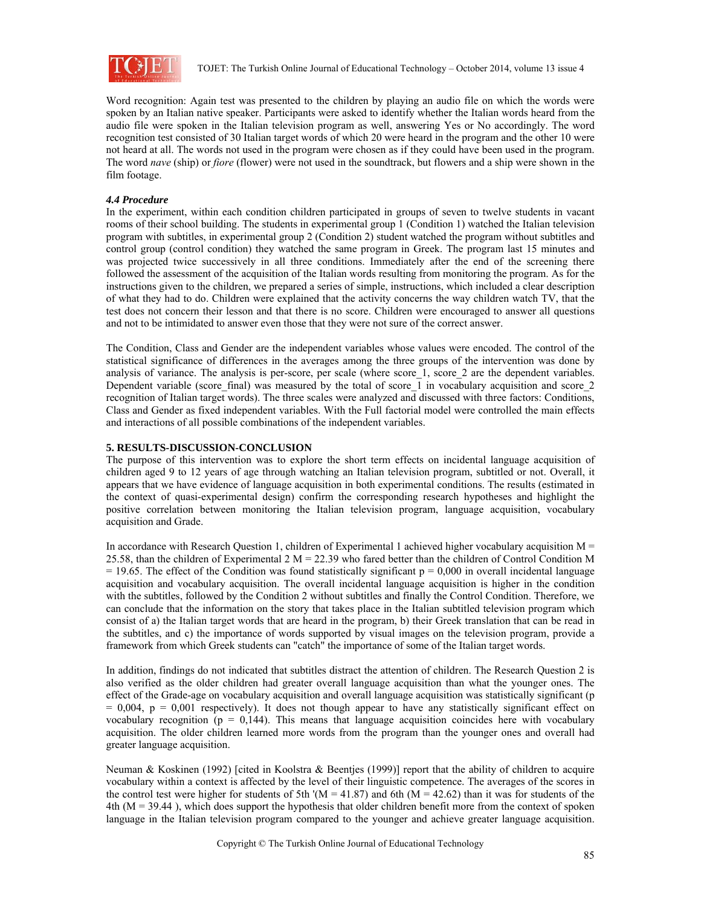Word recognition: Again test was presented to the children by playing an audio file on which the words were spoken by an Italian native speaker. Participants were asked to identify whether the Italian words heard from the audio file were spoken in the Italian television program as well, answering Yes or No accordingly. The word recognition test consisted of 30 Italian target words of which 20 were heard in the program and the other 10 were not heard at all. The words not used in the program were chosen as if they could have been used in the program. The word *nave* (ship) or *fiore* (flower) were not used in the soundtrack, but flowers and a ship were shown in the film footage.

### *4.4 Procedure*

In the experiment, within each condition children participated in groups of seven to twelve students in vacant rooms of their school building. The students in experimental group 1 (Condition 1) watched the Italian television program with subtitles, in experimental group 2 (Condition 2) student watched the program without subtitles and control group (control condition) they watched the same program in Greek. The program last 15 minutes and was projected twice successively in all three conditions. Immediately after the end of the screening there followed the assessment of the acquisition of the Italian words resulting from monitoring the program. As for the instructions given to the children, we prepared a series of simple, instructions, which included a clear description of what they had to do. Children were explained that the activity concerns the way children watch TV, that the test does not concern their lesson and that there is no score. Children were encouraged to answer all questions and not to be intimidated to answer even those that they were not sure of the correct answer.

The Condition, Class and Gender are the independent variables whose values were encoded. The control of the statistical significance of differences in the averages among the three groups of the intervention was done by analysis of variance. The analysis is per-score, per scale (where score_1, score_2 are the dependent variables. Dependent variable (score_final) was measured by the total of score_1 in vocabulary acquisition and score_2 recognition of Italian target words). The three scales were analyzed and discussed with three factors: Conditions, Class and Gender as fixed independent variables. With the Full factorial model were controlled the main effects and interactions of all possible combinations of the independent variables.

## 5. RESULTS-DISCUSSION-CONCLUSION

The purpose of this intervention was to explore the short term effects on incidental language acquisition of children aged 9 to 12 years of age through watching an Italian television program, subtitled or not. Overall, it appears that we have evidence of language acquisition in both experimental conditions. The results (estimated in the context of quasi-experimental design) confirm the corresponding research hypotheses and highlight the positive correlation between monitoring the Italian television program, language acquisition, vocabulary acquisition and Grade.

In accordance with Research Question 1, children of Experimental 1 achieved higher vocabulary acquisition $M = 25.58$, than the children of Experimental 2 $M = 22.39$ who fared better than the children of Control Condition $M = 19.65$. The effect of the Condition was found statistically significant $p = 0{,}000$ in overall incidental language acquisition and vocabulary acquisition. The overall incidental language acquisition is higher in the condition with the subtitles, followed by the Condition 2 without subtitles and finally the Control Condition. Therefore, we can conclude that the information on the story that takes place in the Italian subtitled television program which consist of a) the Italian target words that are heard in the program, b) their Greek translation that can be read in the subtitles, and c) the importance of words supported by visual images on the television program, provide a framework from which Greek students can "catch" the importance of some of the Italian target words.

In addition, findings do not indicated that subtitles distract the attention of children. The Research Question 2 is also verified as the older children had greater overall language acquisition than what the younger ones. The effect of the Grade-age on vocabulary acquisition and overall language acquisition was statistically significant ($p = 0{,}004$, $p = 0{,}001$ respectively). It does not though appear to have any statistically significant effect on vocabulary recognition ($p = 0{,}144$). This means that language acquisition coincides here with vocabulary acquisition. The older children learned more words from the program than the younger ones and overall had greater language acquisition.

Neuman & Koskinen (1992) [cited in Koolstra & Beentjes (1999)] report that the ability of children to acquire vocabulary within a context is affected by the level of their linguistic competence. The averages of the scores in the control test were higher for students of 5th '($M = 41.87$) and 6th ($M = 42.62$) than it was for students of the 4th ($M = 39.44$ ), which does support the hypothesis that older children benefit more from the context of spoken language in the Italian television program compared to the younger and achieve greater language acquisition.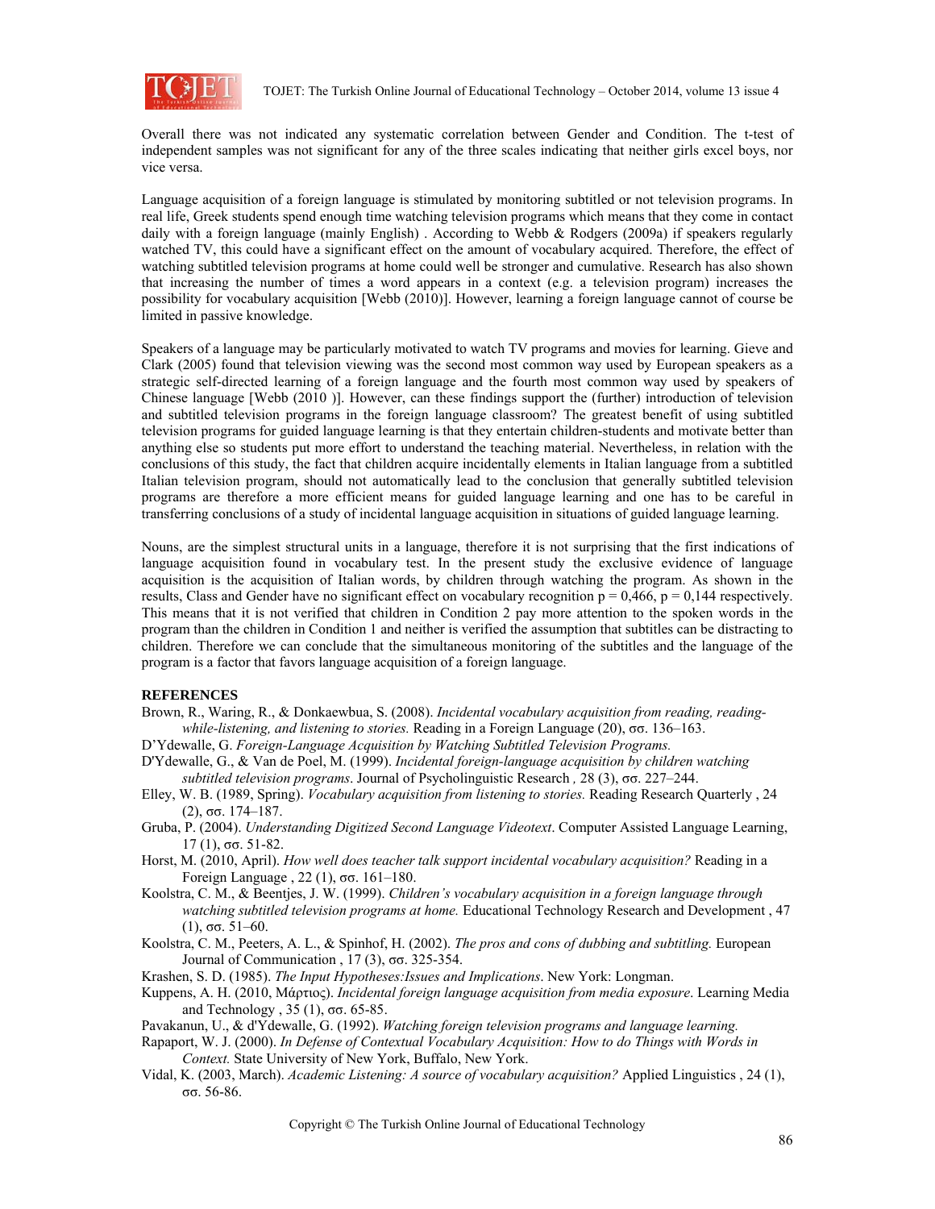Overall there was not indicated any systematic correlation between Gender and Condition. The t-test of independent samples was not significant for any of the three scales indicating that neither girls excel boys, nor vice versa.

Language acquisition of a foreign language is stimulated by monitoring subtitled or not television programs. In real life, Greek students spend enough time watching television programs which means that they come in contact daily with a foreign language (mainly English) . According to Webb & Rodgers (2009a) if speakers regularly watched TV, this could have a significant effect on the amount of vocabulary acquired. Therefore, the effect of watching subtitled television programs at home could well be stronger and cumulative. Research has also shown that increasing the number of times a word appears in a context (e.g. a television program) increases the possibility for vocabulary acquisition [Webb (2010)]. However, learning a foreign language cannot of course be limited in passive knowledge.

Speakers of a language may be particularly motivated to watch TV programs and movies for learning. Gieve and Clark (2005) found that television viewing was the second most common way used by European speakers as a strategic self-directed learning of a foreign language and the fourth most common way used by speakers of Chinese language [Webb (2010 )]. However, can these findings support the (further) introduction of television and subtitled television programs in the foreign language classroom? The greatest benefit of using subtitled television programs for guided language learning is that they entertain children-students and motivate better than anything else so students put more effort to understand the teaching material. Nevertheless, in relation with the conclusions of this study, the fact that children acquire incidentally elements in Italian language from a subtitled Italian television program, should not automatically lead to the conclusion that generally subtitled television programs are therefore a more efficient means for guided language learning and one has to be careful in transferring conclusions of a study of incidental language acquisition in situations of guided language learning.

Nouns, are the simplest structural units in a language, therefore it is not surprising that the first indications of language acquisition found in vocabulary test. In the present study the exclusive evidence of language acquisition is the acquisition of Italian words, by children through watching the program. As shown in the results, Class and Gender have no significant effect on vocabulary recognition p = 0,466, p = 0,144 respectively. This means that it is not verified that children in Condition 2 pay more attention to the spoken words in the program than the children in Condition 1 and neither is verified the assumption that subtitles can be distracting to children. Therefore we can conclude that the simultaneous monitoring of the subtitles and the language of the program is a factor that favors language acquisition of a foreign language.

**REFERENCES**

Brown, R., Waring, R., & Donkaewbua, S. (2008). *Incidental vocabulary acquisition from reading, reading-while-listening, and listening to stories.* Reading in a Foreign Language (20), σσ. 136–163.

D'Ydewalle, G. *Foreign-Language Acquisition by Watching Subtitled Television Programs.*

D'Ydewalle, G., & Van de Poel, M. (1999). *Incidental foreign-language acquisition by children watching subtitled television programs*. Journal of Psycholinguistic Research *,* 28 (3), σσ. 227–244.

Elley, W. B. (1989, Spring). *Vocabulary acquisition from listening to stories.* Reading Research Quarterly , 24 (2), σσ. 174–187.

Gruba, P. (2004). *Understanding Digitized Second Language Videotext*. Computer Assisted Language Learning, 17 (1), σσ. 51-82.

Horst, M. (2010, April). *How well does teacher talk support incidental vocabulary acquisition?* Reading in a Foreign Language , 22 (1), σσ. 161–180.

Koolstra, C. M., & Beentjes, J. W. (1999). *Children's vocabulary acquisition in a foreign language through watching subtitled television programs at home.* Educational Technology Research and Development , 47 (1), σσ. 51–60.

Koolstra, C. M., Peeters, A. L., & Spinhof, H. (2002). *The pros and cons of dubbing and subtitling.* European Journal of Communication , 17 (3), σσ. 325-354.

Krashen, S. D. (1985). *The Input Hypotheses:Issues and Implications*. New York: Longman.

Kuppens, A. H. (2010, Μάρτιος). *Incidental foreign language acquisition from media exposure*. Learning Media and Technology , 35 (1), σσ. 65-85.

Pavakanun, U., & d'Ydewalle, G. (1992). *Watching foreign television programs and language learning.*

Rapaport, W. J. (2000). *In Defense of Contextual Vocabulary Acquisition: How to do Things with Words in Context.* State University of New York, Buffalo, New York.

Vidal, K. (2003, March). *Academic Listening: A source of vocabulary acquisition?* Applied Linguistics , 24 (1), σσ. 56-86.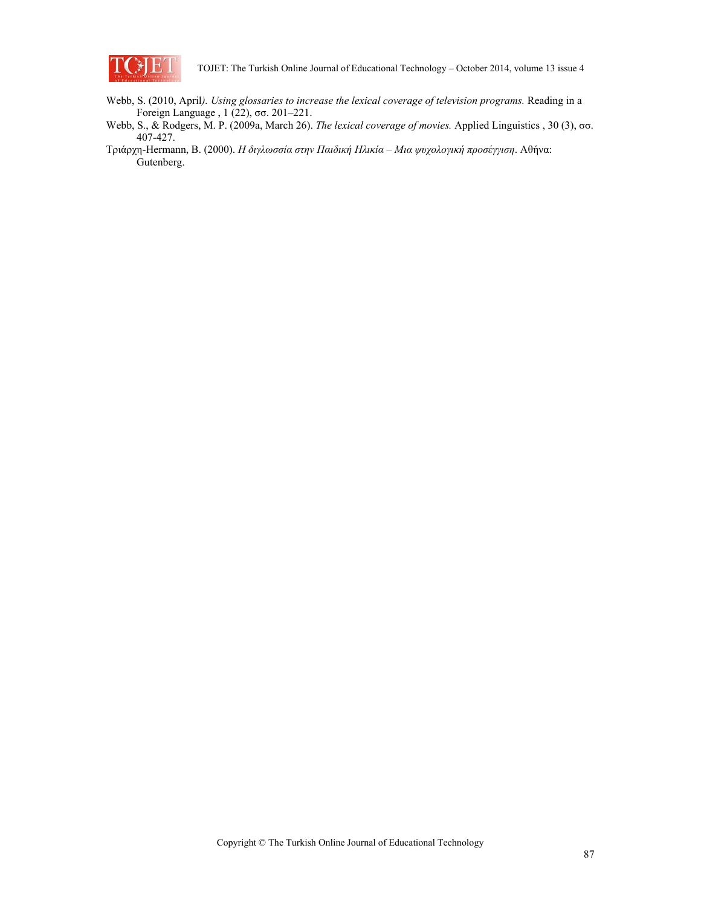Webb, S. (2010, April*). Using glossaries to increase the lexical coverage of television programs.* Reading in a Foreign Language , 1 (22), σσ. 201–221.

Webb, S., & Rodgers, M. P. (2009a, March 26). *The lexical coverage of movies.* Applied Linguistics , 30 (3), σσ. 407-427.

Τριάρχη-Hermann, Β. (2000). *Η διγλωσσία στην Παιδική Ηλικία – Μια ψυχολογική προσέγγιση*. Αθήνα: Gutenberg.